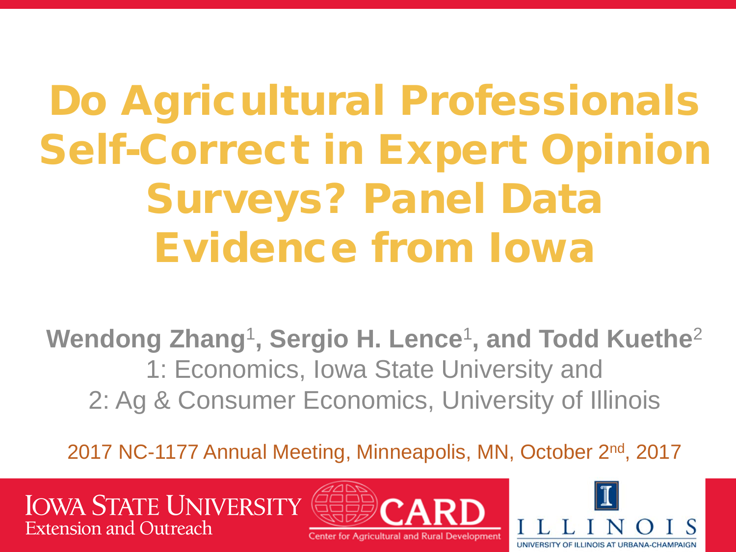# Do Agricultural Professionals Self-Correct in Expert Opinion Surveys? Panel Data Evidence from Iowa

**Wendong Zhang**[1]**, Sergio H. Lence**[1]**, and Todd Kuethe**[2]

1: Economics, Iowa State University and

2: Ag & Consumer Economics, University of Illinois

2017 NC-1177 Annual Meeting, Minneapolis, MN, October 2nd, 2017

Iowa State University Extension and Outreach

CARD Center for Agricultural and Rural Development

ILLINOIS UNIVERSITY OF ILLINOIS AT URBANA-CHAMPAIGN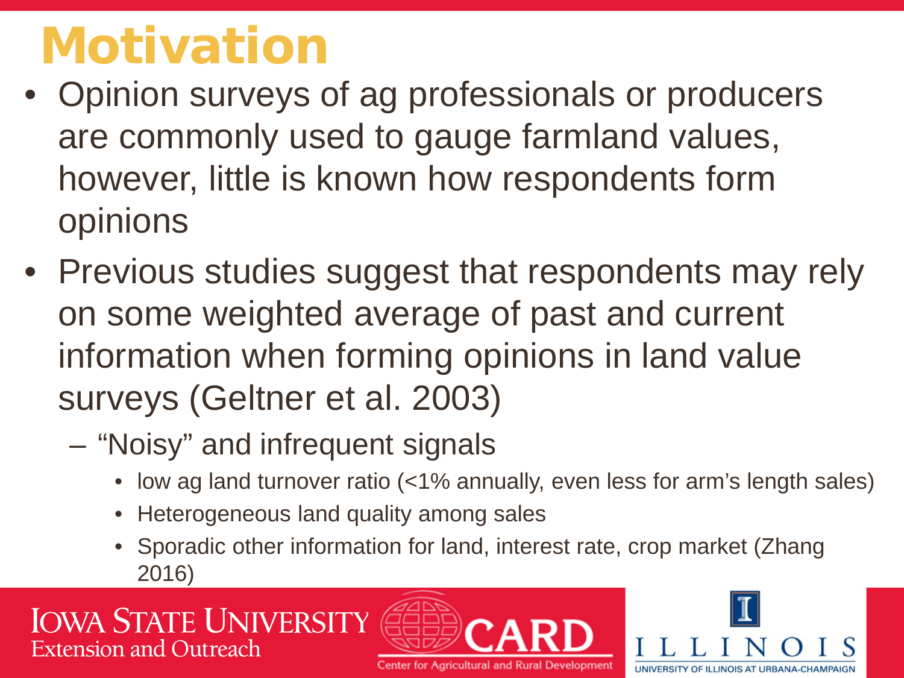# Motivation

- Opinion surveys of ag professionals or producers are commonly used to gauge farmland values, however, little is known how respondents form opinions
- Previous studies suggest that respondents may rely on some weighted average of past and current information when forming opinions in land value surveys (Geltner et al. 2003)
  - "Noisy" and infrequent signals
    - low ag land turnover ratio (<1% annually, even less for arm's length sales)
    - Heterogeneous land quality among sales
    - Sporadic other information for land, interest rate, crop market (Zhang 2016)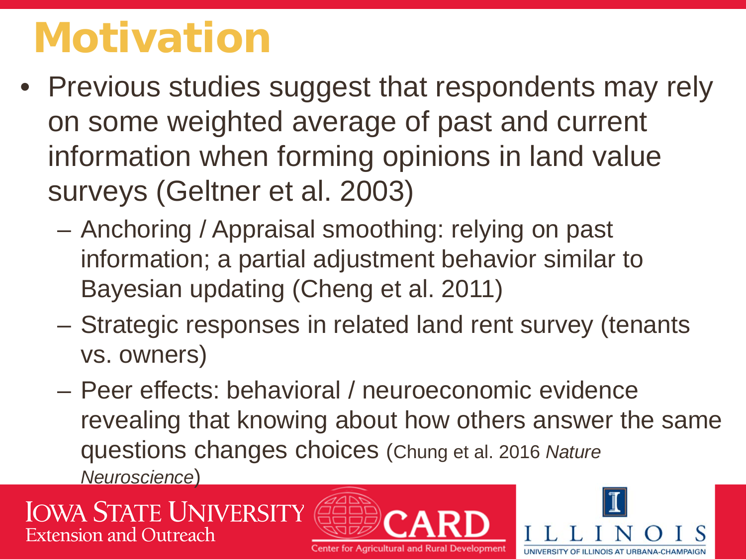# Motivation

- Previous studies suggest that respondents may rely on some weighted average of past and current information when forming opinions in land value surveys (Geltner et al. 2003)
  - Anchoring / Appraisal smoothing: relying on past information; a partial adjustment behavior similar to Bayesian updating (Cheng et al. 2011)
  - Strategic responses in related land rent survey (tenants vs. owners)
  - Peer effects: behavioral / neuroeconomic evidence revealing that knowing about how others answer the same questions changes choices (Chung et al. 2016 *Nature Neuroscience*)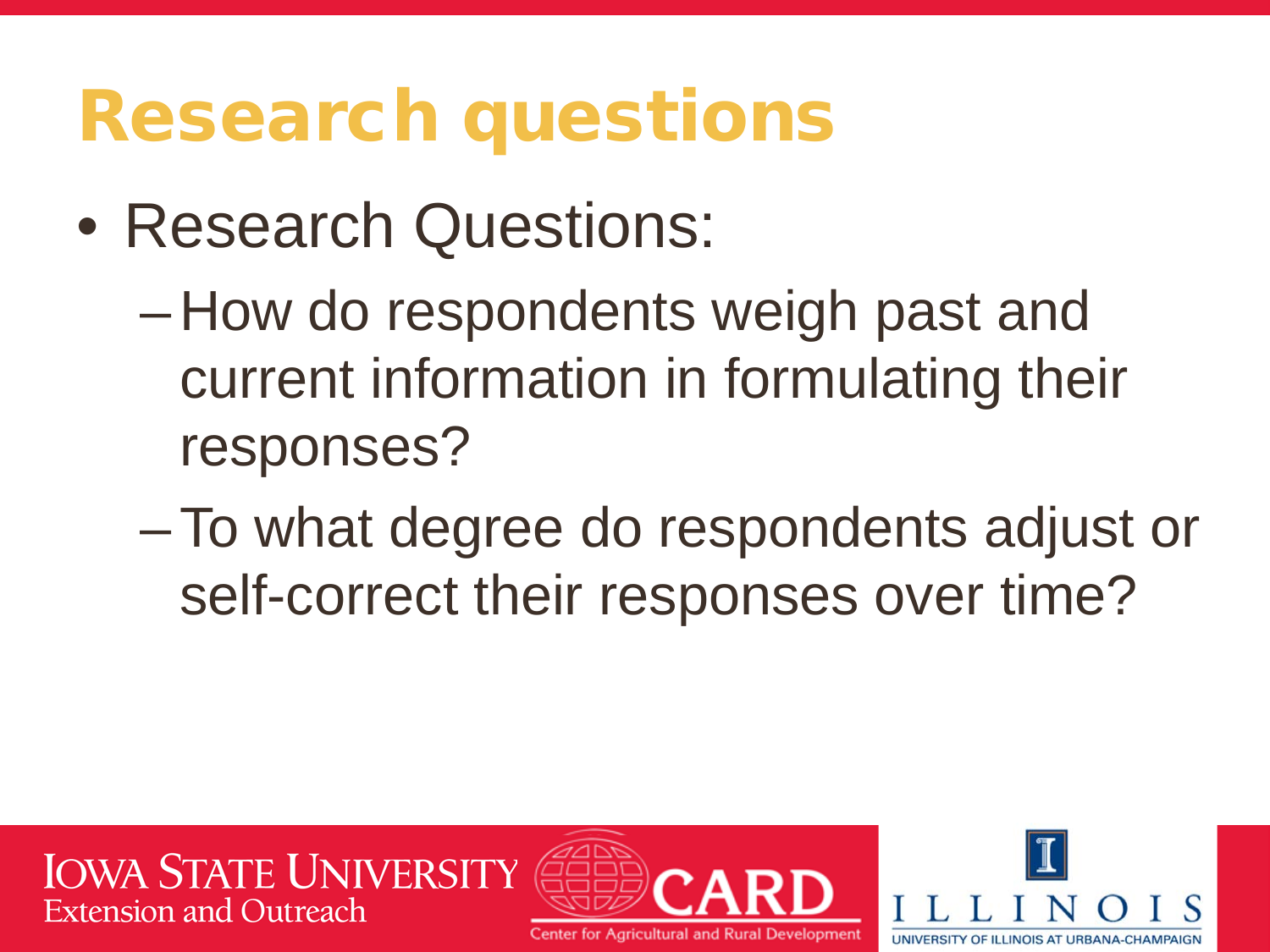# Research questions

- Research Questions:
  - How do respondents weigh past and current information in formulating their responses?
  - To what degree do respondents adjust or self-correct their responses over time?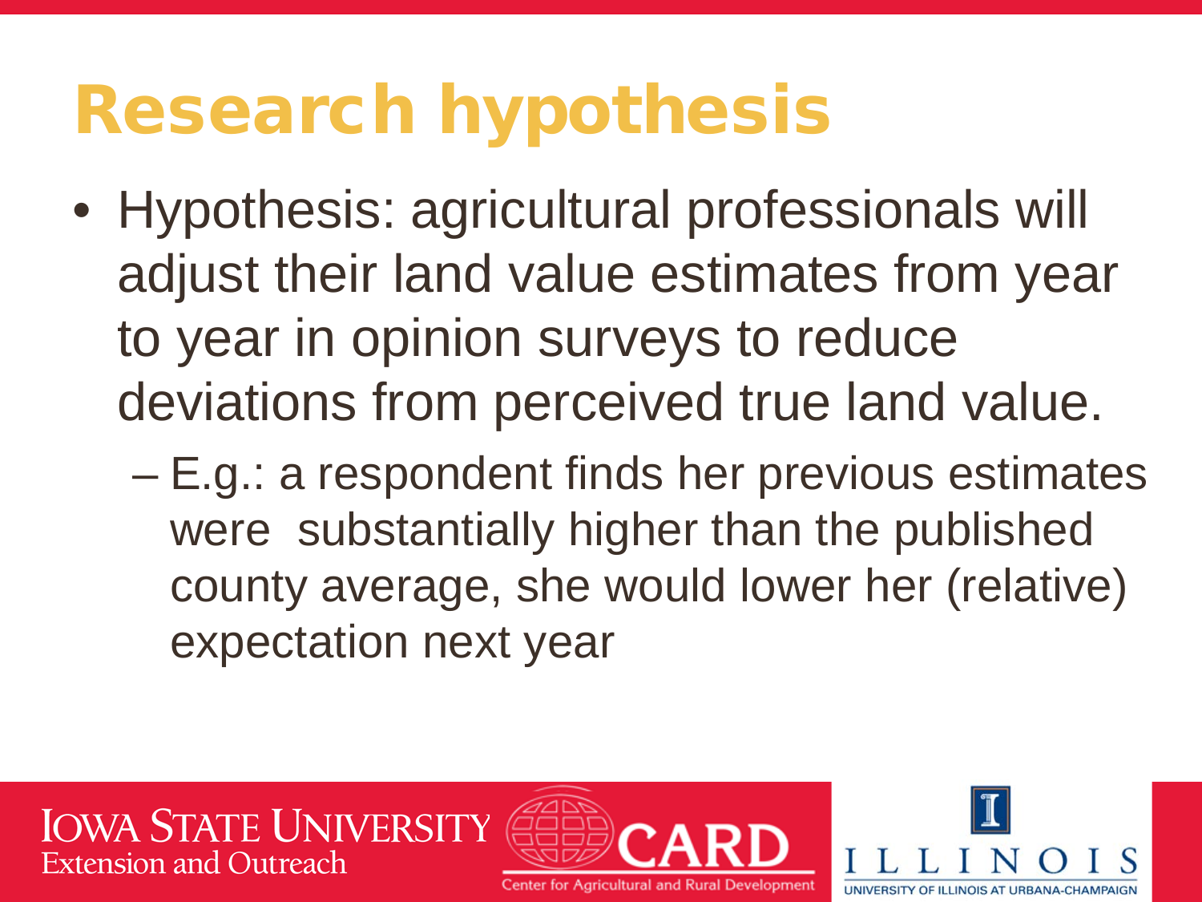# Research hypothesis

- Hypothesis: agricultural professionals will adjust their land value estimates from year to year in opinion surveys to reduce deviations from perceived true land value.
  - E.g.: a respondent finds her previous estimates were substantially higher than the published county average, she would lower her (relative) expectation next year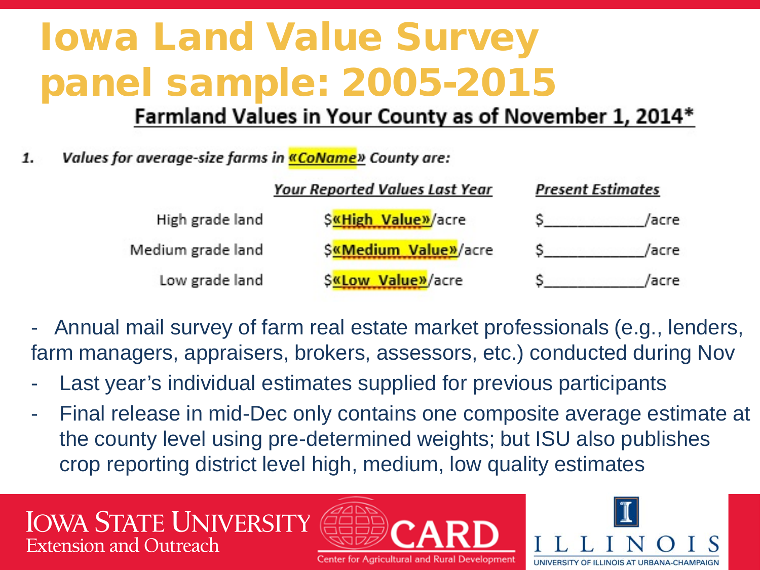# Iowa Land Value Survey panel sample: 2005-2015

**Farmland Values in Your County as of November 1, 2014***

1. *Values for average-size farms in «CoName» County are:*

| | *Your Reported Values Last Year* | *Present Estimates* |
|---|---|---|
| High grade land | $«High_Value»/acre | $__________/acre |
| Medium grade land | $«Medium_Value»/acre | $__________/acre |
| Low grade land | $«Low_Value»/acre | $__________/acre |

- Annual mail survey of farm real estate market professionals (e.g., lenders, farm managers, appraisers, brokers, assessors, etc.) conducted during Nov
- Last year's individual estimates supplied for previous participants
- Final release in mid-Dec only contains one composite average estimate at the county level using pre-determined weights; but ISU also publishes crop reporting district level high, medium, low quality estimates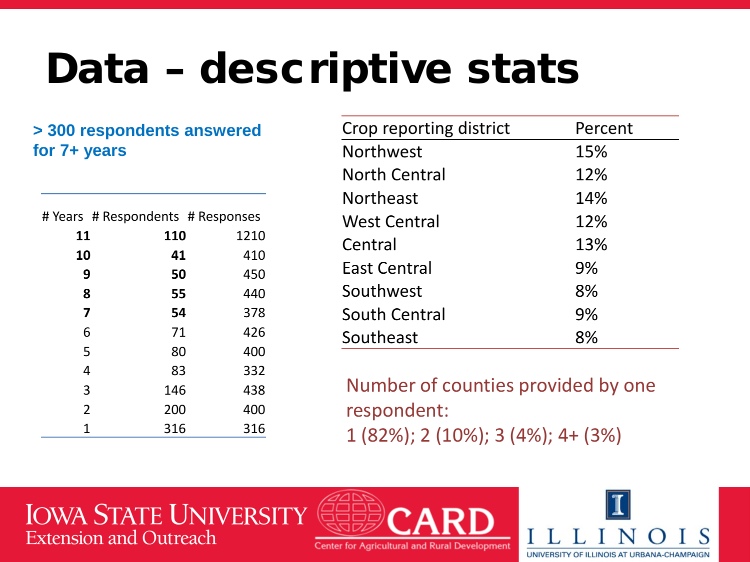# Data – descriptive stats

**> 300 respondents answered for 7+ years**

| # Years | # Respondents | # Responses |
|---|---|---|
| **11** | **110** | 1210 |
| **10** | **41** | 410 |
| **9** | **50** | 450 |
| **8** | **55** | 440 |
| **7** | **54** | 378 |
| 6 | 71 | 426 |
| 5 | 80 | 400 |
| 4 | 83 | 332 |
| 3 | 146 | 438 |
| 2 | 200 | 400 |
| 1 | 316 | 316 |

| Crop reporting district | Percent |
|---|---|
| Northwest | 15% |
| North Central | 12% |
| Northeast | 14% |
| West Central | 12% |
| Central | 13% |
| East Central | 9% |
| Southwest | 8% |
| South Central | 9% |
| Southeast | 8% |

Number of counties provided by one respondent:
1 (82%); 2 (10%); 3 (4%); 4+ (3%)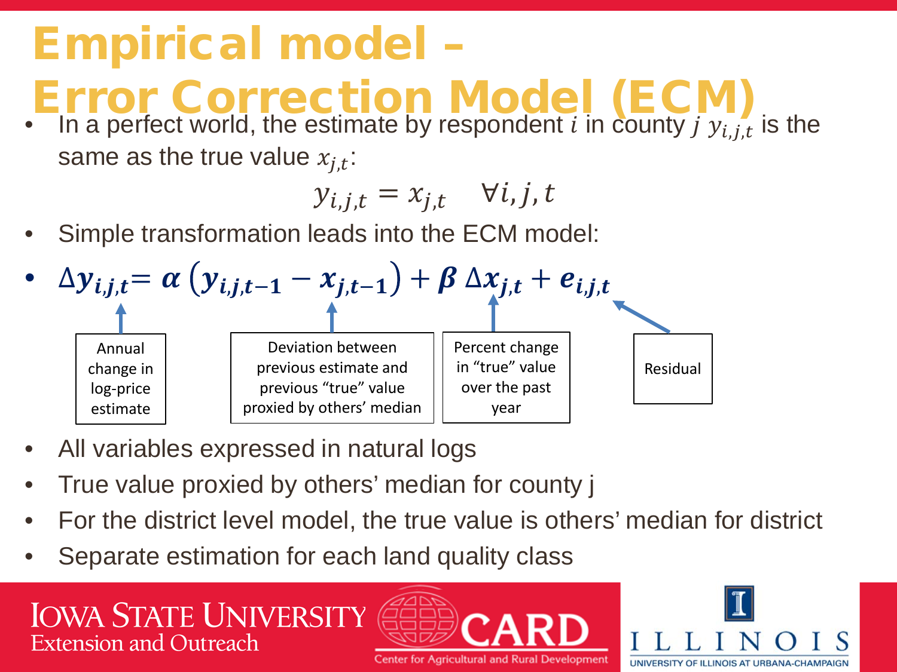# Empirical model – Error Correction Model (ECM)

- In a perfect world, the estimate by respondent $i$ in county $j$ $y_{i,j,t}$ is the same as the true value $x_{j,t}$:

$$y_{i,j,t} = x_{j,t} \quad \forall i, j, t$$

- Simple transformation leads into the ECM model:
- $$\Delta y_{i,j,t} = \alpha \left( y_{i,j,t-1} - x_{j,t-1} \right) + \beta \, \Delta x_{j,t} + e_{i,j,t}$$

| Term | Description |
|---|---|
| $\Delta y_{i,j,t}$ | Annual change in log-price estimate |
| $y_{i,j,t-1} - x_{j,t-1}$ | Deviation between previous estimate and previous "true" value proxied by others' median |
| $\Delta x_{j,t}$ | Percent change in "true" value over the past year |
| $e_{i,j,t}$ | Residual |

- All variables expressed in natural logs
- True value proxied by others' median for county j
- For the district level model, the true value is others' median for district
- Separate estimation for each land quality class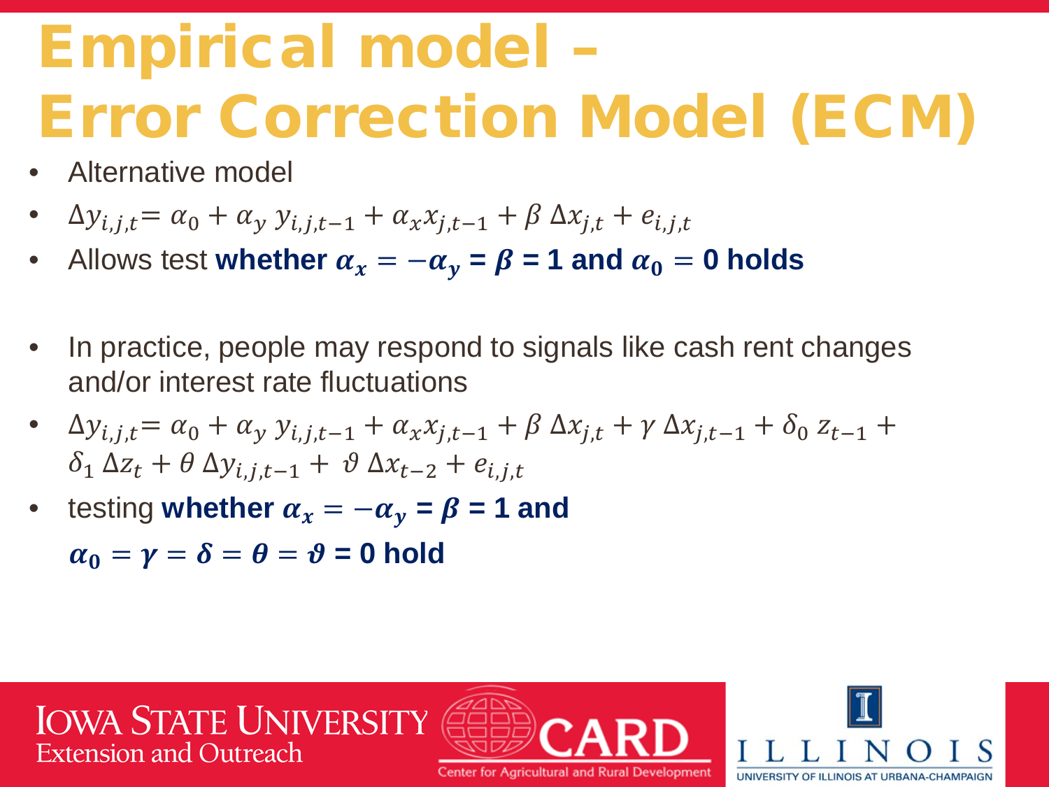# Empirical model – Error Correction Model (ECM)

- Alternative model
- $\Delta y_{i,j,t} = \alpha_0 + \alpha_y \, y_{i,j,t-1} + \alpha_x x_{j,t-1} + \beta \, \Delta x_{j,t} + e_{i,j,t}$
- Allows test **whether $\alpha_x = -\alpha_y = \beta = 1$ and $\alpha_0 = 0$ holds**

- In practice, people may respond to signals like cash rent changes and/or interest rate fluctuations
- $\Delta y_{i,j,t} = \alpha_0 + \alpha_y \, y_{i,j,t-1} + \alpha_x x_{j,t-1} + \beta \, \Delta x_{j,t} + \gamma \, \Delta x_{j,t-1} + \delta_0 \, z_{t-1} + \delta_1 \, \Delta z_t + \theta \, \Delta y_{i,j,t-1} + \vartheta \, \Delta x_{t-2} + e_{i,j,t}$
- testing **whether $\alpha_x = -\alpha_y = \beta = 1$ and $\alpha_0 = \gamma = \delta = \theta = \vartheta = 0$ hold**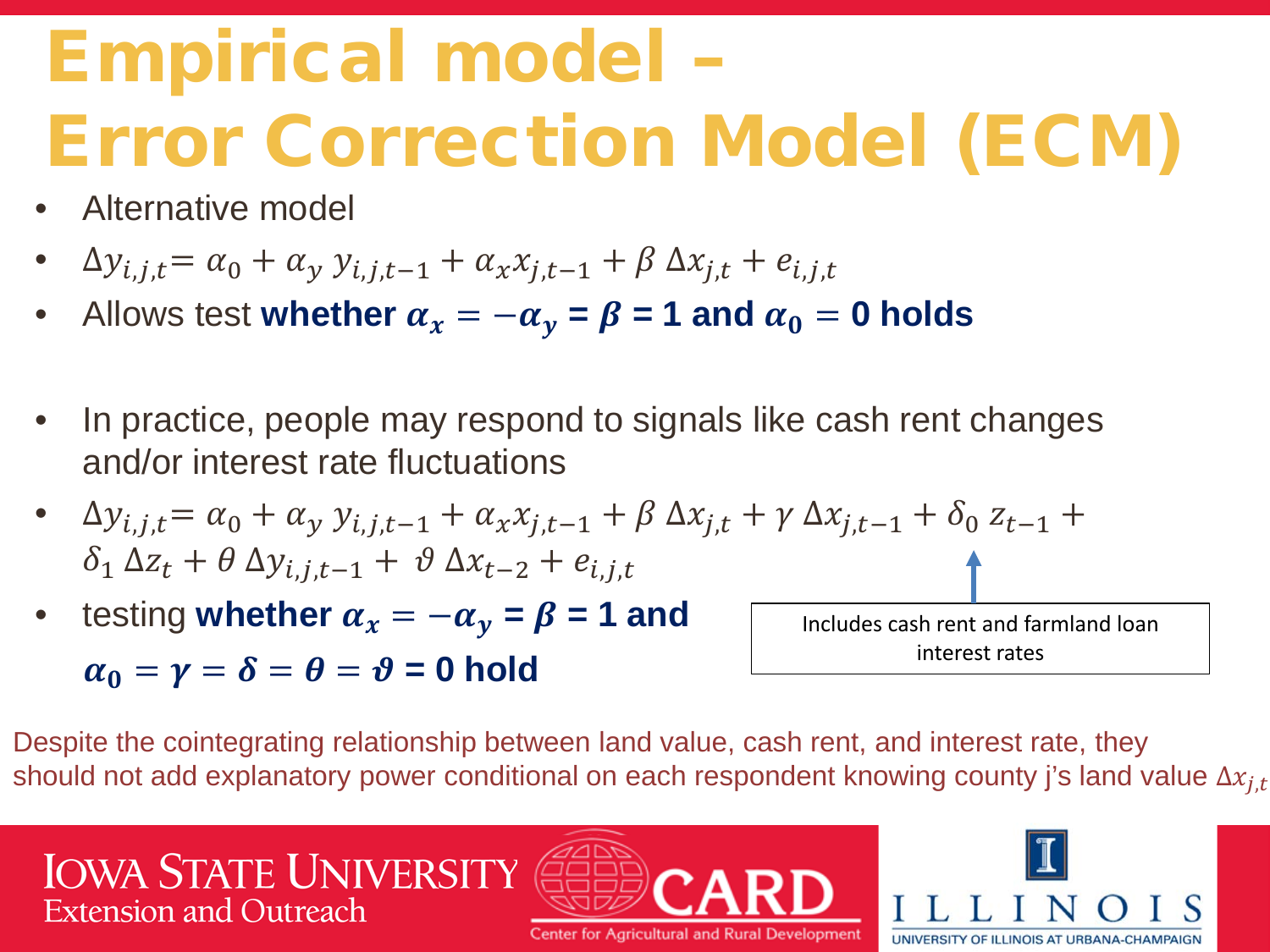# Empirical model – Error Correction Model (ECM)

- Alternative model
- $\Delta y_{i,j,t} = \alpha_0 + \alpha_y \, y_{i,j,t-1} + \alpha_x x_{j,t-1} + \beta \, \Delta x_{j,t} + e_{i,j,t}$
- Allows test **whether $\alpha_x = -\alpha_y = \beta = 1$ and $\alpha_0 = 0$ holds**

- In practice, people may respond to signals like cash rent changes and/or interest rate fluctuations
- $\Delta y_{i,j,t} = \alpha_0 + \alpha_y \, y_{i,j,t-1} + \alpha_x x_{j,t-1} + \beta \, \Delta x_{j,t} + \gamma \, \Delta x_{j,t-1} + \delta_0 \, z_{t-1} + \delta_1 \, \Delta z_t + \theta \, \Delta y_{i,j,t-1} + \vartheta \, \Delta x_{t-2} + e_{i,j,t}$
- testing **whether $\alpha_x = -\alpha_y = \beta = 1$ and $\alpha_0 = \gamma = \delta = \theta = \vartheta = 0$ hold**

Includes cash rent and farmland loan interest rates

Despite the cointegrating relationship between land value, cash rent, and interest rate, they should not add explanatory power conditional on each respondent knowing county j's land value $\Delta x_{j,t}$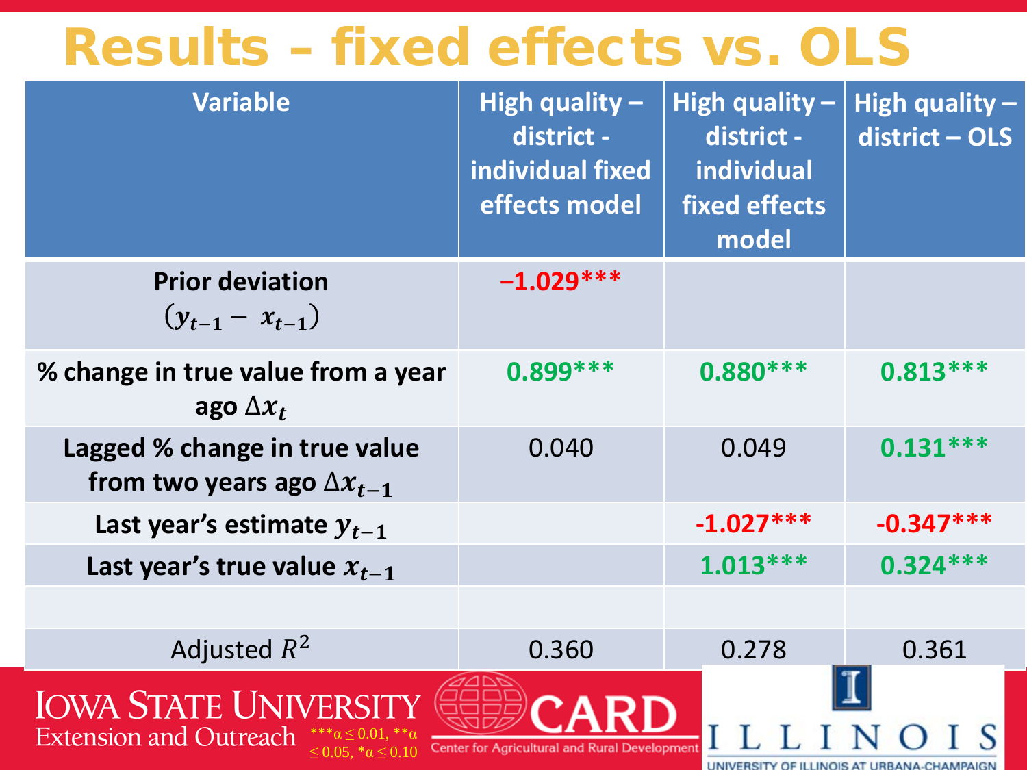# Results – fixed effects vs. OLS

| Variable | High quality – district - individual fixed effects model | High quality – district - individual fixed effects model | High quality – district – OLS |
|---|---|---|---|
| **Prior deviation** $(y_{t-1} - x_{t-1})$ | **–1.029*** ** | | |
| **% change in true value from a year ago** $\Delta x_t$ | **0.899*** ** | **0.880*** ** | **0.813*** ** |
| **Lagged % change in true value from two years ago** $\Delta x_{t-1}$ | 0.040 | 0.049 | **0.131*** ** |
| **Last year's estimate** $y_{t-1}$ | | **-1.027*** ** | **-0.347*** ** |
| **Last year's true value** $x_{t-1}$ | | **1.013*** ** | **0.324*** ** |
| | | | |
| Adjusted $R^2$ | 0.360 | 0.278 | 0.361 |

***$\alpha \leq 0.01$, **$\alpha \leq 0.05$, *$\alpha \leq 0.10$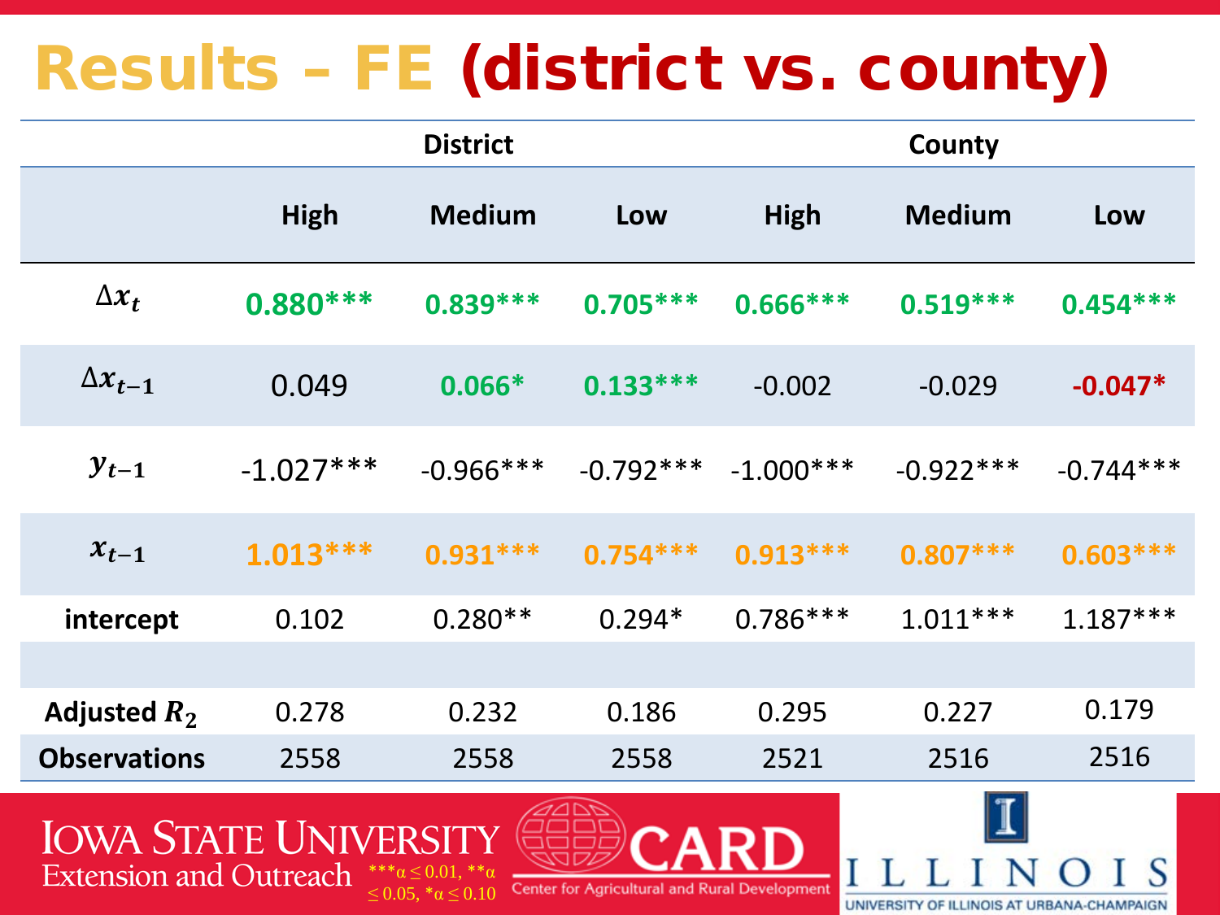# Results – FE (district vs. county)

| | District | | | County | | |
|---|---|---|---|---|---|---|
| | High | Medium | Low | High | Medium | Low |
| $\Delta x_t$ | **0.880*** ** | **0.839*** ** | **0.705*** ** | **0.666*** ** | **0.519*** ** | **0.454*** ** |
| $\Delta x_{t-1}$ | 0.049 | **0.066*** | **0.133*** ** | -0.002 | -0.029 | **-0.047*** |
| $y_{t-1}$ | -1.027*** | -0.966*** | -0.792*** | -1.000*** | -0.922*** | -0.744*** |
| $x_{t-1}$ | **1.013*** ** | **0.931*** ** | **0.754*** ** | **0.913*** ** | **0.807*** ** | **0.603*** ** |
| intercept | 0.102 | 0.280** | 0.294* | 0.786*** | 1.011*** | 1.187*** |
| | | | | | | |
| Adjusted $R_2$ | 0.278 | 0.232 | 0.186 | 0.295 | 0.227 | 0.179 |
| Observations | 2558 | 2558 | 2558 | 2521 | 2516 | 2516 |

***$\alpha \leq 0.01$, **$\alpha \leq 0.05$, *$\alpha \leq 0.10$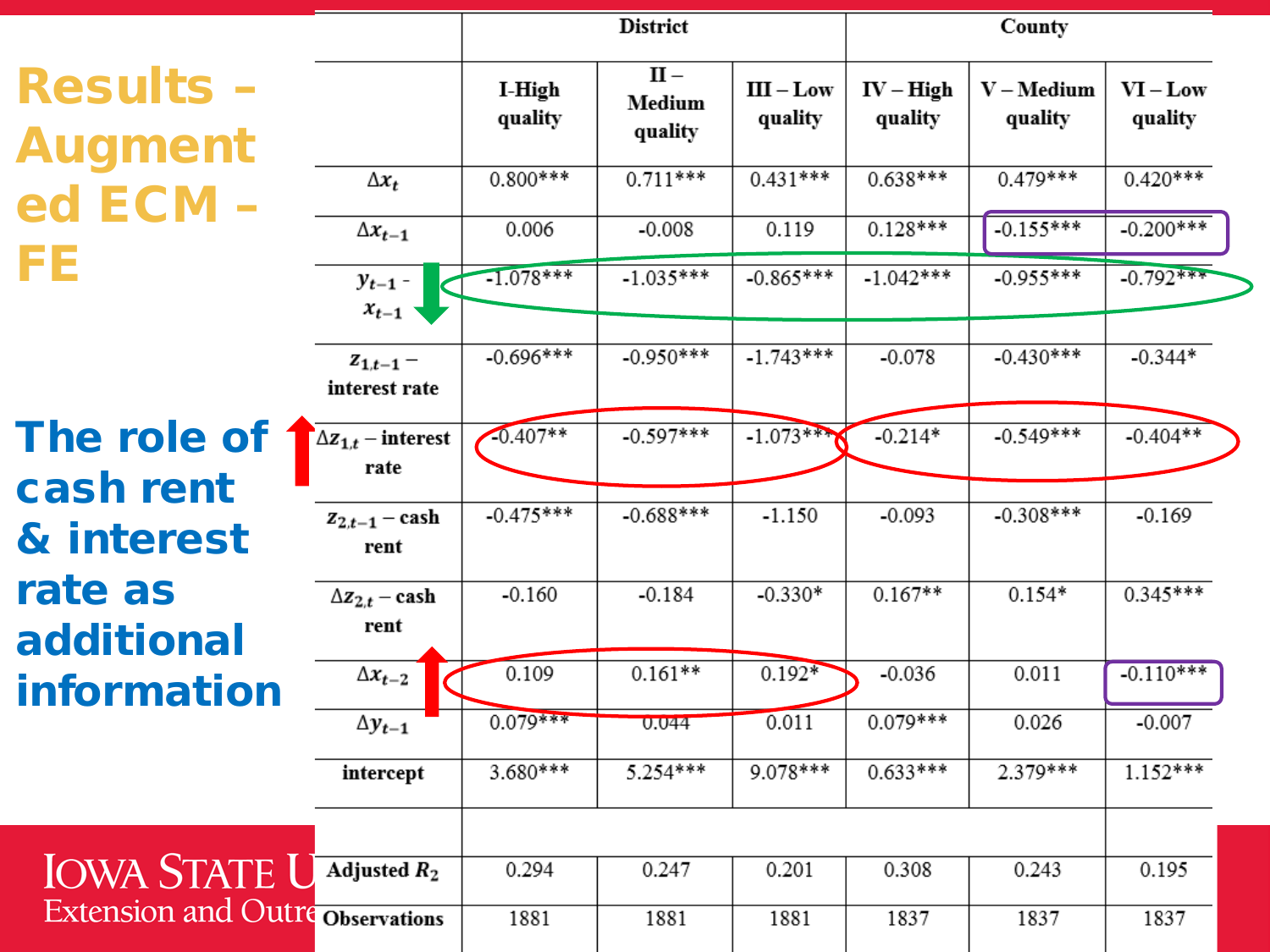# Results – Augmented ECM – FE

**The role of cash rent & interest rate as additional information**

| | District | | | County | | |
|---|---|---|---|---|---|---|
| | I-High quality | II – Medium quality | III – Low quality | IV – High quality | V – Medium quality | VI – Low quality |
| $\Delta x_t$ | 0.800*** | 0.711*** | 0.431*** | 0.638*** | 0.479*** | 0.420*** |
| $\Delta x_{t-1}$ | 0.006 | -0.008 | 0.119 | 0.128*** | -0.155*** | -0.200*** |
| $y_{t-1} - x_{t-1}$ | -1.078*** | -1.035*** | -0.865*** | -1.042*** | -0.955*** | -0.792*** |
| $z_{1,t-1}$ – interest rate | -0.696*** | -0.950*** | -1.743*** | -0.078 | -0.430*** | -0.344* |
| $\Delta z_{1,t}$ – interest rate | -0.407** | -0.597*** | -1.073*** | -0.214* | -0.549*** | -0.404** |
| $z_{2,t-1}$ – cash rent | -0.475*** | -0.688*** | -1.150 | -0.093 | -0.308*** | -0.169 |
| $\Delta z_{2,t}$ – cash rent | -0.160 | -0.184 | -0.330* | 0.167** | 0.154* | 0.345*** |
| $\Delta x_{t-2}$ | 0.109 | 0.161** | 0.192* | -0.036 | 0.011 | -0.110*** |
| $\Delta y_{t-1}$ | 0.079*** | 0.044 | 0.011 | 0.079*** | 0.026 | -0.007 |
| intercept | 3.680*** | 5.254*** | 9.078*** | 0.633*** | 2.379*** | 1.152*** |
| | | | | | | |
| Adjusted $R_2$ | 0.294 | 0.247 | 0.201 | 0.308 | 0.243 | 0.195 |
| Observations | 1881 | 1881 | 1881 | 1837 | 1837 | 1837 |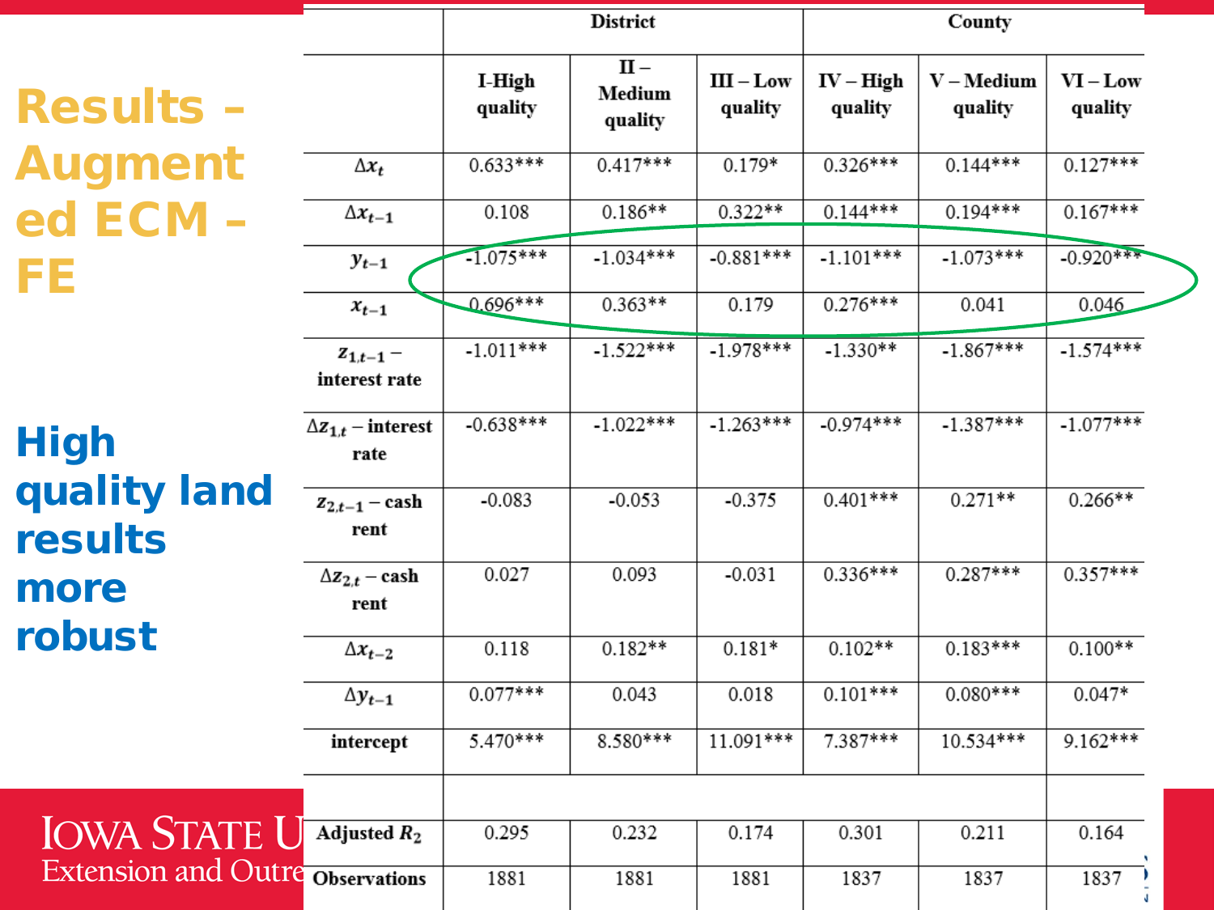# Results – Augmented ECM – FE

**High quality land results more robust**

| | District | | | County | | |
|---|---|---|---|---|---|---|
| | I-High quality | II – Medium quality | III – Low quality | IV – High quality | V – Medium quality | VI – Low quality |
| $\Delta x_t$ | 0.633*** | 0.417*** | 0.179* | 0.326*** | 0.144*** | 0.127*** |
| $\Delta x_{t-1}$ | 0.108 | 0.186** | 0.322** | 0.144*** | 0.194*** | 0.167*** |
| $y_{t-1}$ | -1.075*** | -1.034*** | -0.881*** | -1.101*** | -1.073*** | -0.920*** |
| $x_{t-1}$ | 0.696*** | 0.363** | 0.179 | 0.276*** | 0.041 | 0.046 |
| $z_{1,t-1}$ – interest rate | -1.011*** | -1.522*** | -1.978*** | -1.330** | -1.867*** | -1.574*** |
| $\Delta z_{1,t}$ – interest rate | -0.638*** | -1.022*** | -1.263*** | -0.974*** | -1.387*** | -1.077*** |
| $z_{2,t-1}$ – cash rent | -0.083 | -0.053 | -0.375 | 0.401*** | 0.271** | 0.266** |
| $\Delta z_{2,t}$ – cash rent | 0.027 | 0.093 | -0.031 | 0.336*** | 0.287*** | 0.357*** |
| $\Delta x_{t-2}$ | 0.118 | 0.182** | 0.181* | 0.102** | 0.183*** | 0.100** |
| $\Delta y_{t-1}$ | 0.077*** | 0.043 | 0.018 | 0.101*** | 0.080*** | 0.047* |
| intercept | 5.470*** | 8.580*** | 11.091*** | 7.387*** | 10.534*** | 9.162*** |
| | | | | | | |
| Adjusted $R_2$ | 0.295 | 0.232 | 0.174 | 0.301 | 0.211 | 0.164 |
| Observations | 1881 | 1881 | 1881 | 1837 | 1837 | 1837 |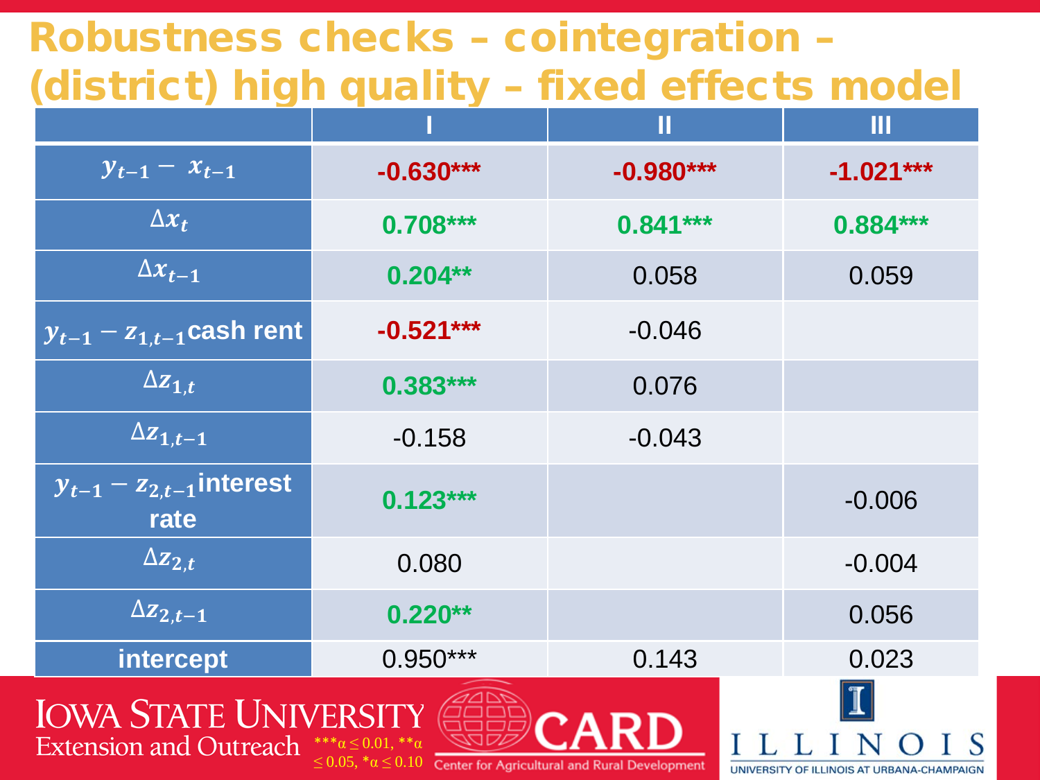# Robustness checks – cointegration – (district) high quality – fixed effects model

| | I | II | III |
|---|---|---|---|
| $y_{t-1} - x_{t-1}$ | -0.630*** | -0.980*** | -1.021*** |
| $\Delta x_t$ | 0.708*** | 0.841*** | 0.884*** |
| $\Delta x_{t-1}$ | 0.204** | 0.058 | 0.059 |
| $y_{t-1} - z_{1,t-1}$ cash rent | -0.521*** | -0.046 | |
| $\Delta z_{1,t}$ | 0.383*** | 0.076 | |
| $\Delta z_{1,t-1}$ | -0.158 | -0.043 | |
| $y_{t-1} - z_{2,t-1}$ interest rate | 0.123*** | | -0.006 |
| $\Delta z_{2,t}$ | 0.080 | | -0.004 |
| $\Delta z_{2,t-1}$ | 0.220** | | 0.056 |
| intercept | 0.950*** | 0.143 | 0.023 |

***$\alpha \leq 0.01$, **$\alpha \leq 0.05$, *$\alpha \leq 0.10$

IOWA STATE UNIVERSITY Extension and Outreach

CARD Center for Agricultural and Rural Development

ILLINOIS UNIVERSITY OF ILLINOIS AT URBANA-CHAMPAIGN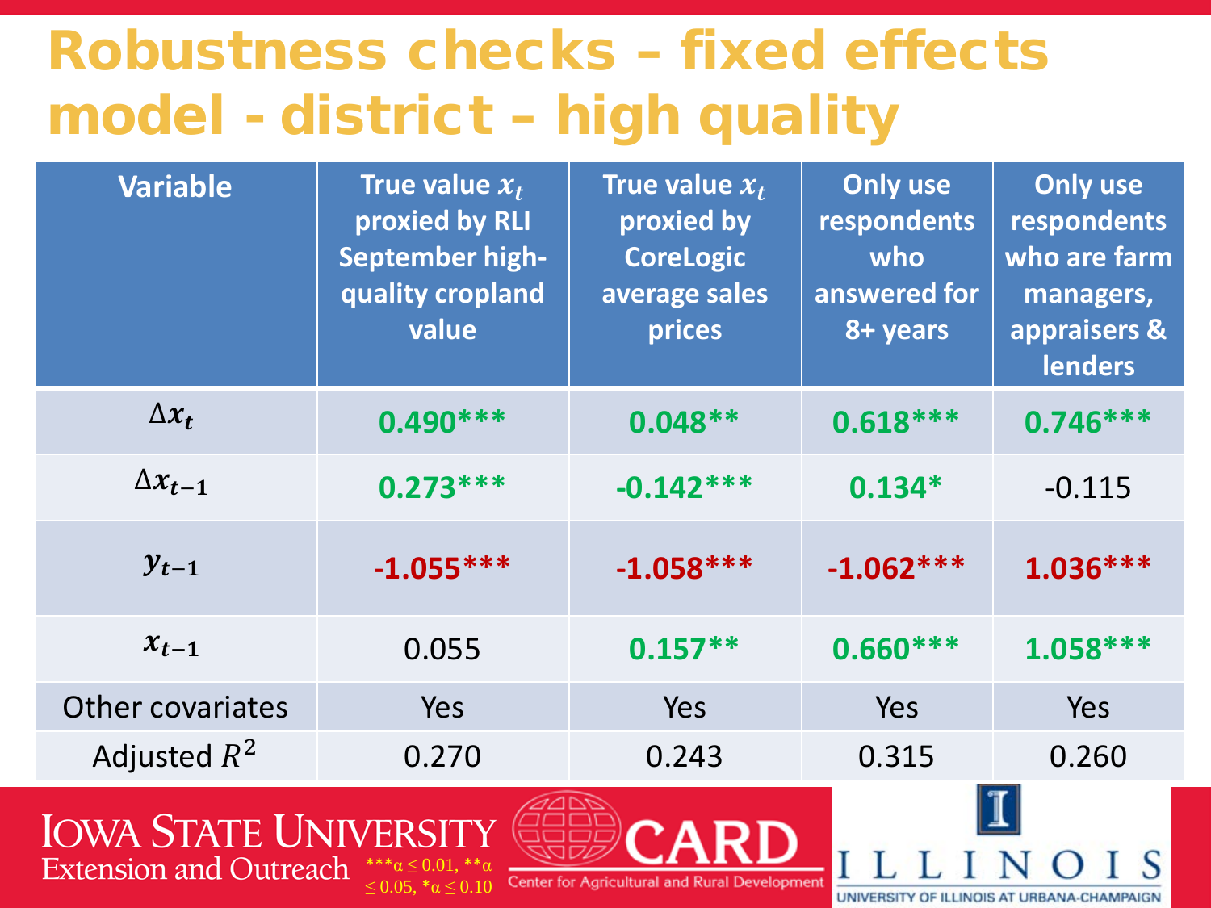# Robustness checks – fixed effects model - district – high quality

| Variable | True value $x_t$ proxied by RLI September high-quality cropland value | True value $x_t$ proxied by CoreLogic average sales prices | Only use respondents who answered for 8+ years | Only use respondents who are farm managers, appraisers & lenders |
|---|---|---|---|---|
| $\Delta x_t$ | 0.490*** | 0.048** | 0.618*** | 0.746*** |
| $\Delta x_{t-1}$ | 0.273*** | -0.142*** | 0.134* | -0.115 |
| $y_{t-1}$ | -1.055*** | -1.058*** | -1.062*** | 1.036*** |
| $x_{t-1}$ | 0.055 | 0.157** | 0.660*** | 1.058*** |
| Other covariates | Yes | Yes | Yes | Yes |
| Adjusted $R^2$ | 0.270 | 0.243 | 0.315 | 0.260 |

***$\alpha \leq 0.01$, **$\alpha \leq 0.05$, *$\alpha \leq 0.10$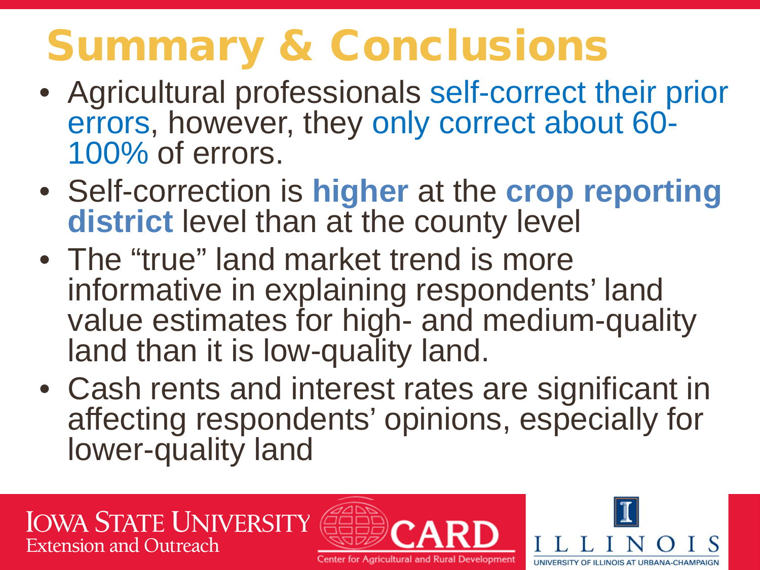# Summary & Conclusions

- Agricultural professionals self-correct their prior errors, however, they only correct about 60-100% of errors.
- Self-correction is **higher** at the **crop reporting district** level than at the county level
- The “true” land market trend is more informative in explaining respondents’ land value estimates for high- and medium-quality land than it is low-quality land.
- Cash rents and interest rates are significant in affecting respondents’ opinions, especially for lower-quality land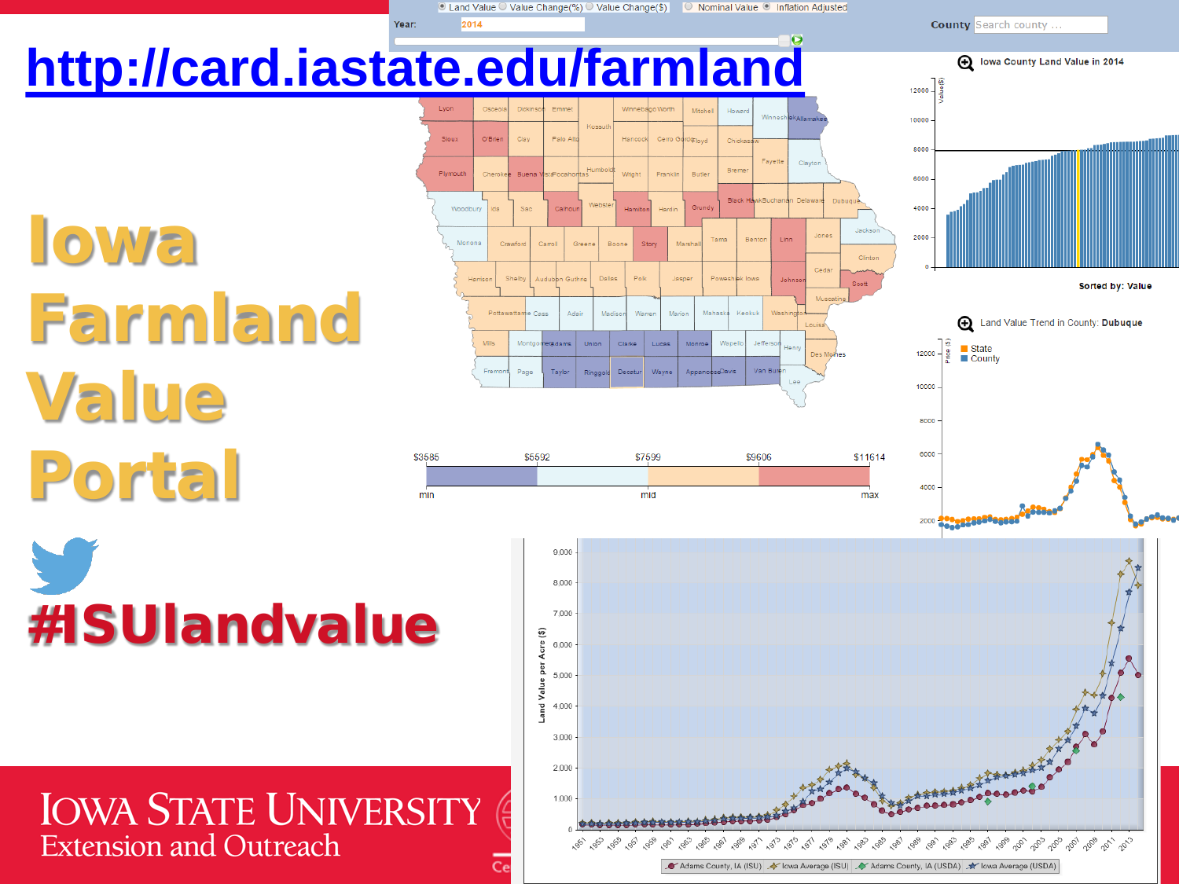http://card.iastate.edu/farmland

# Iowa Farmland Value Portal

**#ISUlandvalue**

Iowa State University
Extension and Outreach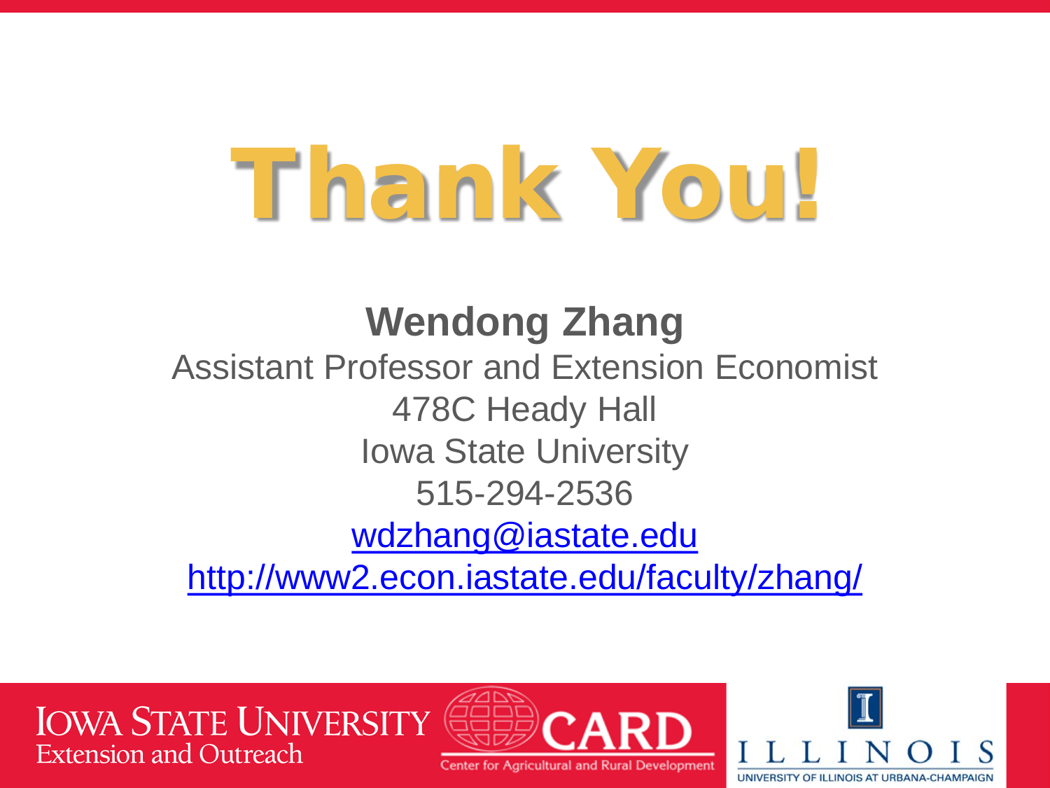# Thank You!

**Wendong Zhang**

Assistant Professor and Extension Economist

478C Heady Hall

Iowa State University

515-294-2536

wdzhang@iastate.edu

http://www2.econ.iastate.edu/faculty/zhang/

IOWA STATE UNIVERSITY
Extension and Outreach

CARD
Center for Agricultural and Rural Development

ILLINOIS
UNIVERSITY OF ILLINOIS AT URBANA-CHAMPAIGN